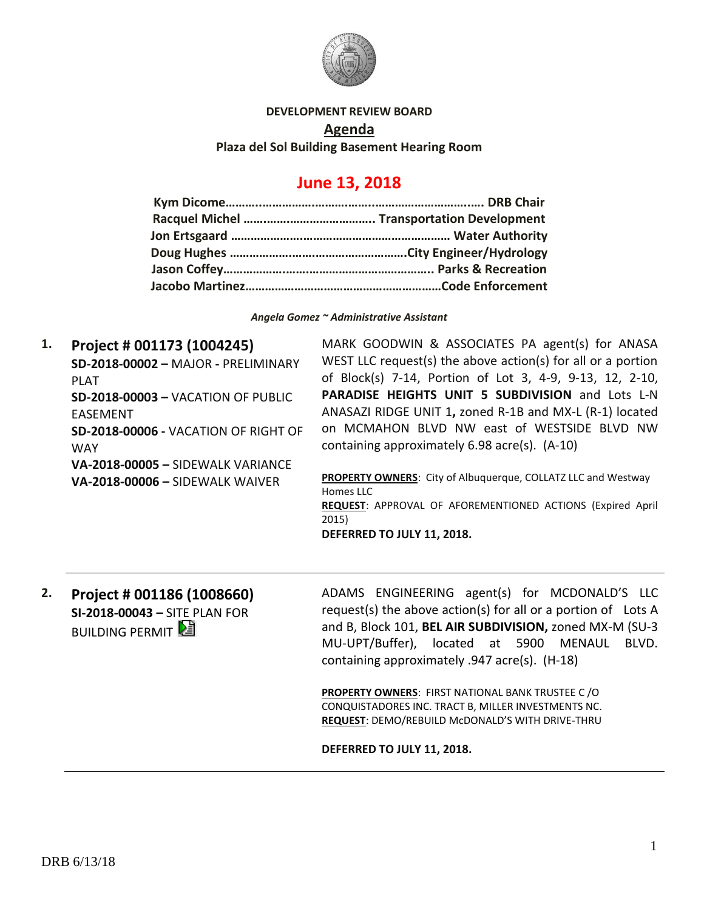**DEVELOPMENT REVIEW BOARD**

**Agenda**

**Plaza del Sol Building Basement Hearing Room**

# June 13, 2018

**Kym Dicome……………………………………………………………… DRB Chair**
**Racquel Michel ………………………………. Transportation Development**
**Jon Ertsgaard ………………………………………………………… Water Authority**
**Doug Hughes ………………………………………………City Engineer/Hydrology**
**Jason Coffey…………………………………………………….. Parks & Recreation**
**Jacobo Martinez……………………………………………………Code Enforcement**

*Angela Gomez ~ Administrative Assistant*

---

**1. Project # 001173 (1004245)**

**SD-2018-00002 –** MAJOR - PRELIMINARY PLAT
**SD-2018-00003 –** VACATION OF PUBLIC EASEMENT
**SD-2018-00006 -** VACATION OF RIGHT OF WAY
**VA-2018-00005 –** SIDEWALK VARIANCE
**VA-2018-00006 –** SIDEWALK WAIVER

MARK GOODWIN & ASSOCIATES PA agent(s) for ANASA WEST LLC request(s) the above action(s) for all or a portion of Block(s) 7-14, Portion of Lot 3, 4-9, 9-13, 12, 2-10, **PARADISE HEIGHTS UNIT 5 SUBDIVISION** and Lots L-N ANASAZI RIDGE UNIT 1**,** zoned R-1B and MX-L (R-1) located on MCMAHON BLVD NW east of WESTSIDE BLVD NW containing approximately 6.98 acre(s). (A-10)

**PROPERTY OWNERS**: City of Albuquerque, COLLATZ LLC and Westway Homes LLC
**REQUEST**: APPROVAL OF AFOREMENTIONED ACTIONS (Expired April 2015)
**DEFERRED TO JULY 11, 2018.**

---

**2. Project # 001186 (1008660)**

**SI-2018-00043 –** SITE PLAN FOR BUILDING PERMIT

ADAMS ENGINEERING agent(s) for MCDONALD'S LLC request(s) the above action(s) for all or a portion of Lots A and B, Block 101, **BEL AIR SUBDIVISION,** zoned MX-M (SU-3 MU-UPT/Buffer), located at 5900 MENAUL BLVD. containing approximately .947 acre(s). (H-18)

**PROPERTY OWNERS**: FIRST NATIONAL BANK TRUSTEE C /O CONQUISTADORES INC. TRACT B, MILLER INVESTMENTS NC.
**REQUEST**: DEMO/REBUILD McDONALD'S WITH DRIVE-THRU

**DEFERRED TO JULY 11, 2018.**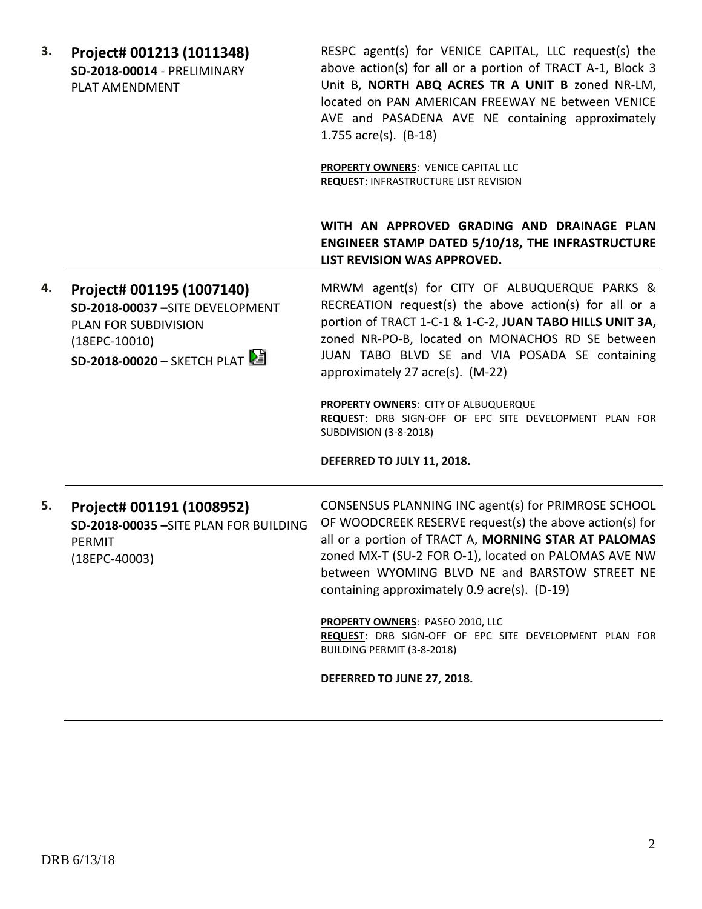3\. **Project# 001213 (1011348)**
**SD-2018-00014** - PRELIMINARY PLAT AMENDMENT

RESPC agent(s) for VENICE CAPITAL, LLC request(s) the above action(s) for all or a portion of TRACT A-1, Block 3 Unit B, **NORTH ABQ ACRES TR A UNIT B** zoned NR-LM, located on PAN AMERICAN FREEWAY NE between VENICE AVE and PASADENA AVE NE containing approximately 1.755 acre(s). (B-18)

**PROPERTY OWNERS**: VENICE CAPITAL LLC
**REQUEST**: INFRASTRUCTURE LIST REVISION

**WITH AN APPROVED GRADING AND DRAINAGE PLAN ENGINEER STAMP DATED 5/10/18, THE INFRASTRUCTURE LIST REVISION WAS APPROVED.**

---

4\. **Project# 001195 (1007140)**
**SD-2018-00037** –SITE DEVELOPMENT PLAN FOR SUBDIVISION (18EPC-10010)
**SD-2018-00020 –** SKETCH PLAT

MRWM agent(s) for CITY OF ALBUQUERQUE PARKS & RECREATION request(s) the above action(s) for all or a portion of TRACT 1-C-1 & 1-C-2, **JUAN TABO HILLS UNIT 3A,** zoned NR-PO-B, located on MONACHOS RD SE between JUAN TABO BLVD SE and VIA POSADA SE containing approximately 27 acre(s). (M-22)

**PROPERTY OWNERS**: CITY OF ALBUQUERQUE
**REQUEST**: DRB SIGN-OFF OF EPC SITE DEVELOPMENT PLAN FOR SUBDIVISION (3-8-2018)

**DEFERRED TO JULY 11, 2018.**

---

5\. **Project# 001191 (1008952)**
**SD-2018-00035** –SITE PLAN FOR BUILDING PERMIT (18EPC-40003)

CONSENSUS PLANNING INC agent(s) for PRIMROSE SCHOOL OF WOODCREEK RESERVE request(s) the above action(s) for all or a portion of TRACT A, **MORNING STAR AT PALOMAS** zoned MX-T (SU-2 FOR O-1), located on PALOMAS AVE NW between WYOMING BLVD NE and BARSTOW STREET NE containing approximately 0.9 acre(s). (D-19)

**PROPERTY OWNERS**: PASEO 2010, LLC
**REQUEST**: DRB SIGN-OFF OF EPC SITE DEVELOPMENT PLAN FOR BUILDING PERMIT (3-8-2018)

**DEFERRED TO JUNE 27, 2018.**

---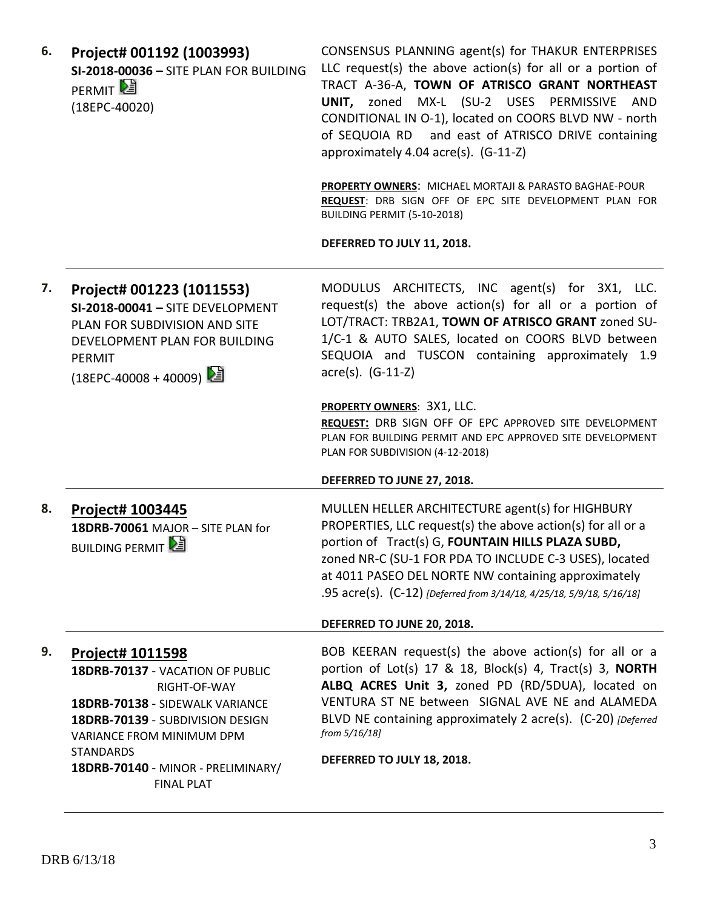| # | Project | Description |
|---|---|---|
| 6. | **Project# 001192 (1003993)**<br>**SI-2018-00036 –** SITE PLAN FOR BUILDING PERMIT<br>(18EPC-40020) | CONSENSUS PLANNING agent(s) for THAKUR ENTERPRISES LLC request(s) the above action(s) for all or a portion of TRACT A-36-A, **TOWN OF ATRISCO GRANT NORTHEAST UNIT,** zoned MX-L (SU-2 USES PERMISSIVE AND CONDITIONAL IN O-1), located on COORS BLVD NW - north of SEQUOIA RD and east of ATRISCO DRIVE containing approximately 4.04 acre(s). (G-11-Z)<br><br>**PROPERTY OWNERS**: MICHAEL MORTAJI & PARASTO BAGHAE-POUR<br>**REQUEST**: DRB SIGN OFF OF EPC SITE DEVELOPMENT PLAN FOR BUILDING PERMIT (5-10-2018)<br><br>**DEFERRED TO JULY 11, 2018.** |
| 7. | **Project# 001223 (1011553)**<br>**SI-2018-00041 –** SITE DEVELOPMENT PLAN FOR SUBDIVISION AND SITE DEVELOPMENT PLAN FOR BUILDING PERMIT<br>(18EPC-40008 + 40009) | MODULUS ARCHITECTS, INC agent(s) for 3X1, LLC. request(s) the above action(s) for all or a portion of LOT/TRACT: TRB2A1, **TOWN OF ATRISCO GRANT** zoned SU-1/C-1 & AUTO SALES, located on COORS BLVD between SEQUOIA and TUSCON containing approximately 1.9 acre(s). (G-11-Z)<br><br>**PROPERTY OWNERS**: 3X1, LLC.<br>**REQUEST:** DRB SIGN OFF OF EPC APPROVED SITE DEVELOPMENT PLAN FOR BUILDING PERMIT AND EPC APPROVED SITE DEVELOPMENT PLAN FOR SUBDIVISION (4-12-2018)<br><br>**DEFERRED TO JUNE 27, 2018.** |
| 8. | **Project# 1003445**<br>**18DRB-70061** MAJOR – SITE PLAN for BUILDING PERMIT | MULLEN HELLER ARCHITECTURE agent(s) for HIGHBURY PROPERTIES, LLC request(s) the above action(s) for all or a portion of Tract(s) G, **FOUNTAIN HILLS PLAZA SUBD,** zoned NR-C (SU-1 FOR PDA TO INCLUDE C-3 USES), located at 4011 PASEO DEL NORTE NW containing approximately .95 acre(s). (C-12) *[Deferred from 3/14/18, 4/25/18, 5/9/18, 5/16/18]*<br><br>**DEFERRED TO JUNE 20, 2018.** |
| 9. | **Project# 1011598**<br>**18DRB-70137** - VACATION OF PUBLIC RIGHT-OF-WAY<br>**18DRB-70138** - SIDEWALK VARIANCE<br>**18DRB-70139** - SUBDIVISION DESIGN VARIANCE FROM MINIMUM DPM STANDARDS<br>**18DRB-70140** - MINOR - PRELIMINARY/ FINAL PLAT | BOB KEERAN request(s) the above action(s) for all or a portion of Lot(s) 17 & 18, Block(s) 4, Tract(s) 3, **NORTH ALBQ ACRES Unit 3,** zoned PD (RD/5DUA), located on VENTURA ST NE between SIGNAL AVE NE and ALAMEDA BLVD NE containing approximately 2 acre(s). (C-20) *[Deferred from 5/16/18]*<br><br>**DEFERRED TO JULY 18, 2018.** |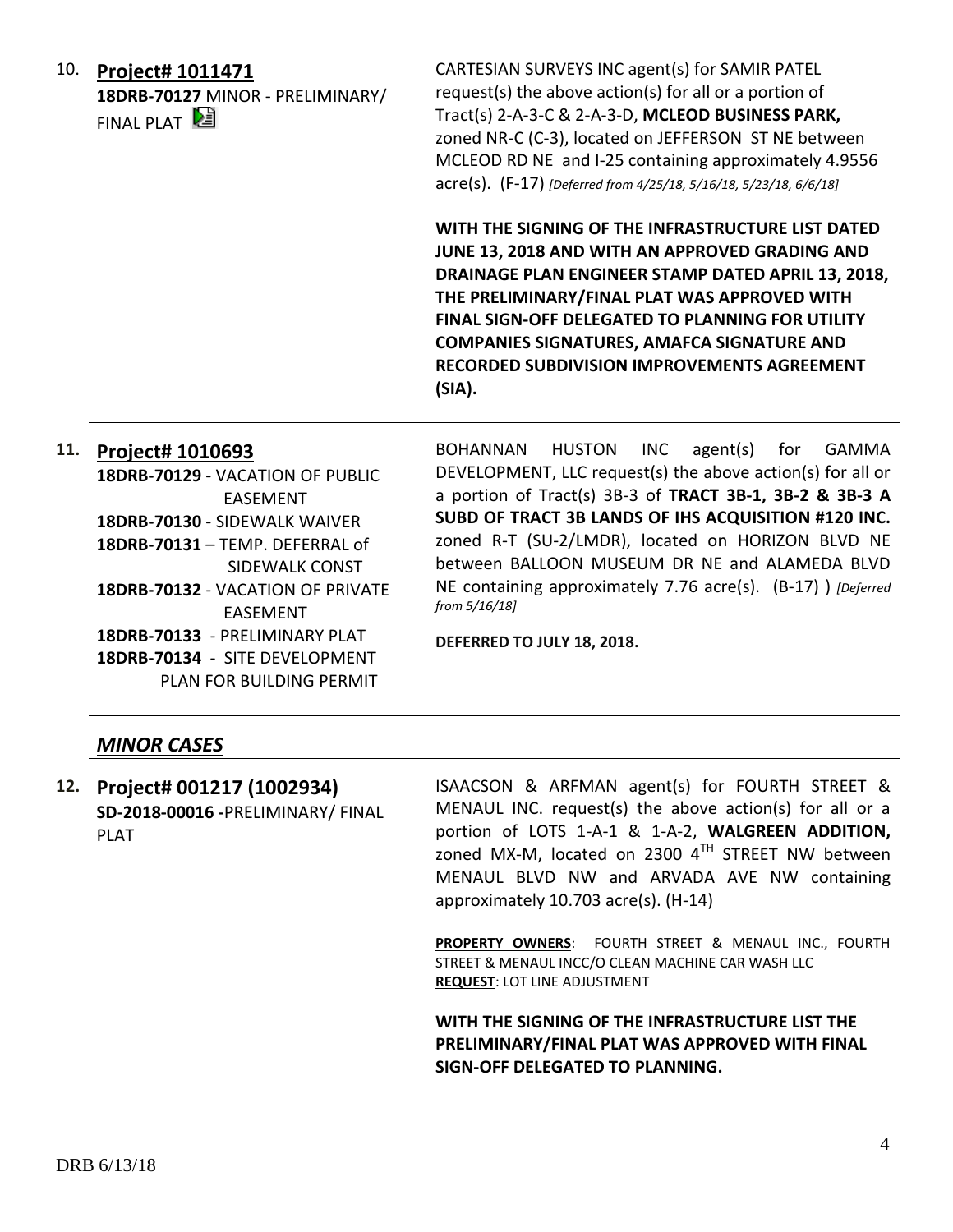10. **Project# 1011471**
**18DRB-70127** MINOR - PRELIMINARY/ FINAL PLAT

CARTESIAN SURVEYS INC agent(s) for SAMIR PATEL request(s) the above action(s) for all or a portion of Tract(s) 2-A-3-C & 2-A-3-D, **MCLEOD BUSINESS PARK,** zoned NR-C (C-3), located on JEFFERSON ST NE between MCLEOD RD NE and I-25 containing approximately 4.9556 acre(s). (F-17) *[Deferred from 4/25/18, 5/16/18, 5/23/18, 6/6/18]*

**WITH THE SIGNING OF THE INFRASTRUCTURE LIST DATED JUNE 13, 2018 AND WITH AN APPROVED GRADING AND DRAINAGE PLAN ENGINEER STAMP DATED APRIL 13, 2018, THE PRELIMINARY/FINAL PLAT WAS APPROVED WITH FINAL SIGN-OFF DELEGATED TO PLANNING FOR UTILITY COMPANIES SIGNATURES, AMAFCA SIGNATURE AND RECORDED SUBDIVISION IMPROVEMENTS AGREEMENT (SIA).**

---

11. **Project# 1010693**
**18DRB-70129** - VACATION OF PUBLIC EASEMENT
**18DRB-70130** - SIDEWALK WAIVER
**18DRB-70131** – TEMP. DEFERRAL of SIDEWALK CONST
**18DRB-70132** - VACATION OF PRIVATE EASEMENT
**18DRB-70133** - PRELIMINARY PLAT
**18DRB-70134** - SITE DEVELOPMENT PLAN FOR BUILDING PERMIT

BOHANNAN HUSTON INC agent(s) for GAMMA DEVELOPMENT, LLC request(s) the above action(s) for all or a portion of Tract(s) 3B-3 of **TRACT 3B-1, 3B-2 & 3B-3 A SUBD OF TRACT 3B LANDS OF IHS ACQUISITION #120 INC.** zoned R-T (SU-2/LMDR), located on HORIZON BLVD NE between BALLOON MUSEUM DR NE and ALAMEDA BLVD NE containing approximately 7.76 acre(s). (B-17) ) *[Deferred from 5/16/18]*

**DEFERRED TO JULY 18, 2018.**

---

## *MINOR CASES*

12. **Project# 001217 (1002934)**
**SD-2018-00016 -**PRELIMINARY/ FINAL PLAT

ISAACSON & ARFMAN agent(s) for FOURTH STREET & MENAUL INC. request(s) the above action(s) for all or a portion of LOTS 1-A-1 & 1-A-2, **WALGREEN ADDITION,** zoned MX-M, located on 2300 4TH STREET NW between MENAUL BLVD NW and ARVADA AVE NW containing approximately 10.703 acre(s). (H-14)

**PROPERTY OWNERS**: FOURTH STREET & MENAUL INC., FOURTH STREET & MENAUL INCC/O CLEAN MACHINE CAR WASH LLC
**REQUEST**: LOT LINE ADJUSTMENT

**WITH THE SIGNING OF THE INFRASTRUCTURE LIST THE PRELIMINARY/FINAL PLAT WAS APPROVED WITH FINAL SIGN-OFF DELEGATED TO PLANNING.**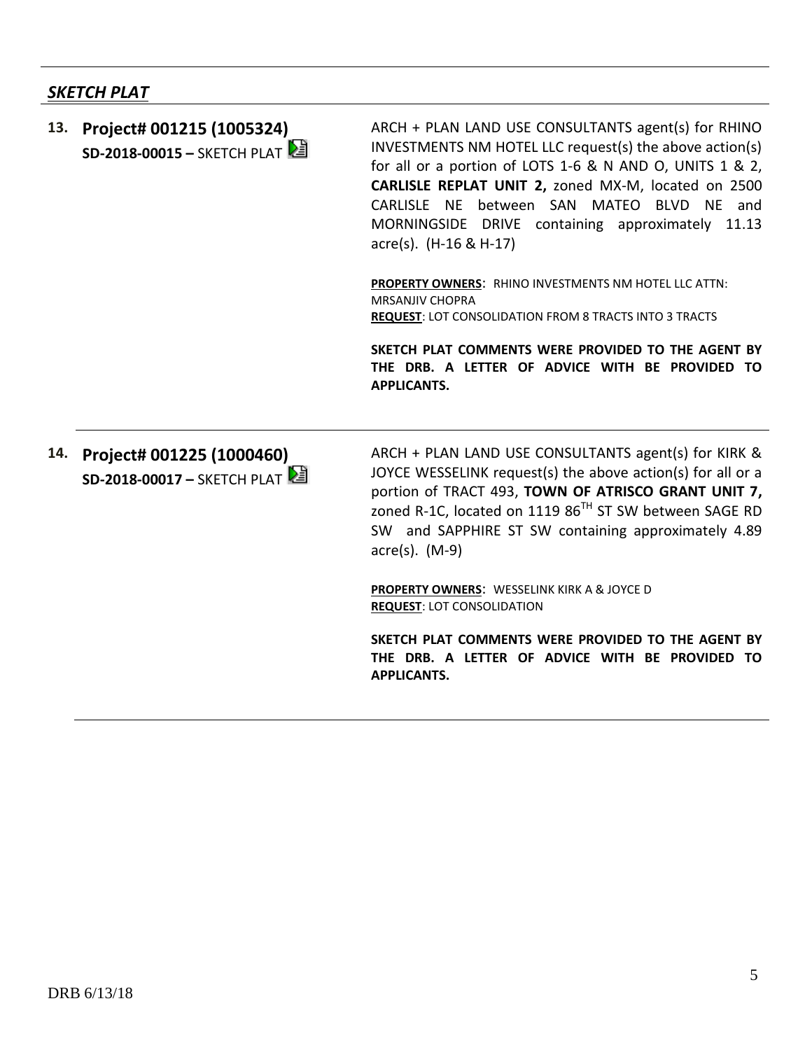## *SKETCH PLAT*

**13. Project# 001215 (1005324)**
**SD-2018-00015 –** SKETCH PLAT

ARCH + PLAN LAND USE CONSULTANTS agent(s) for RHINO INVESTMENTS NM HOTEL LLC request(s) the above action(s) for all or a portion of LOTS 1-6 & N AND O, UNITS 1 & 2, **CARLISLE REPLAT UNIT 2,** zoned MX-M, located on 2500 CARLISLE NE between SAN MATEO BLVD NE and MORNINGSIDE DRIVE containing approximately 11.13 acre(s). (H-16 & H-17)

**PROPERTY OWNERS**: RHINO INVESTMENTS NM HOTEL LLC ATTN: MRSANJIV CHOPRA
**REQUEST**: LOT CONSOLIDATION FROM 8 TRACTS INTO 3 TRACTS

**SKETCH PLAT COMMENTS WERE PROVIDED TO THE AGENT BY THE DRB. A LETTER OF ADVICE WITH BE PROVIDED TO APPLICANTS.**

---

**14. Project# 001225 (1000460)**
**SD-2018-00017 –** SKETCH PLAT

ARCH + PLAN LAND USE CONSULTANTS agent(s) for KIRK & JOYCE WESSELINK request(s) the above action(s) for all or a portion of TRACT 493, **TOWN OF ATRISCO GRANT UNIT 7,** zoned R-1C, located on 1119 86TH ST SW between SAGE RD SW and SAPPHIRE ST SW containing approximately 4.89 acre(s). (M-9)

**PROPERTY OWNERS**: WESSELINK KIRK A & JOYCE D
**REQUEST**: LOT CONSOLIDATION

**SKETCH PLAT COMMENTS WERE PROVIDED TO THE AGENT BY THE DRB. A LETTER OF ADVICE WITH BE PROVIDED TO APPLICANTS.**

---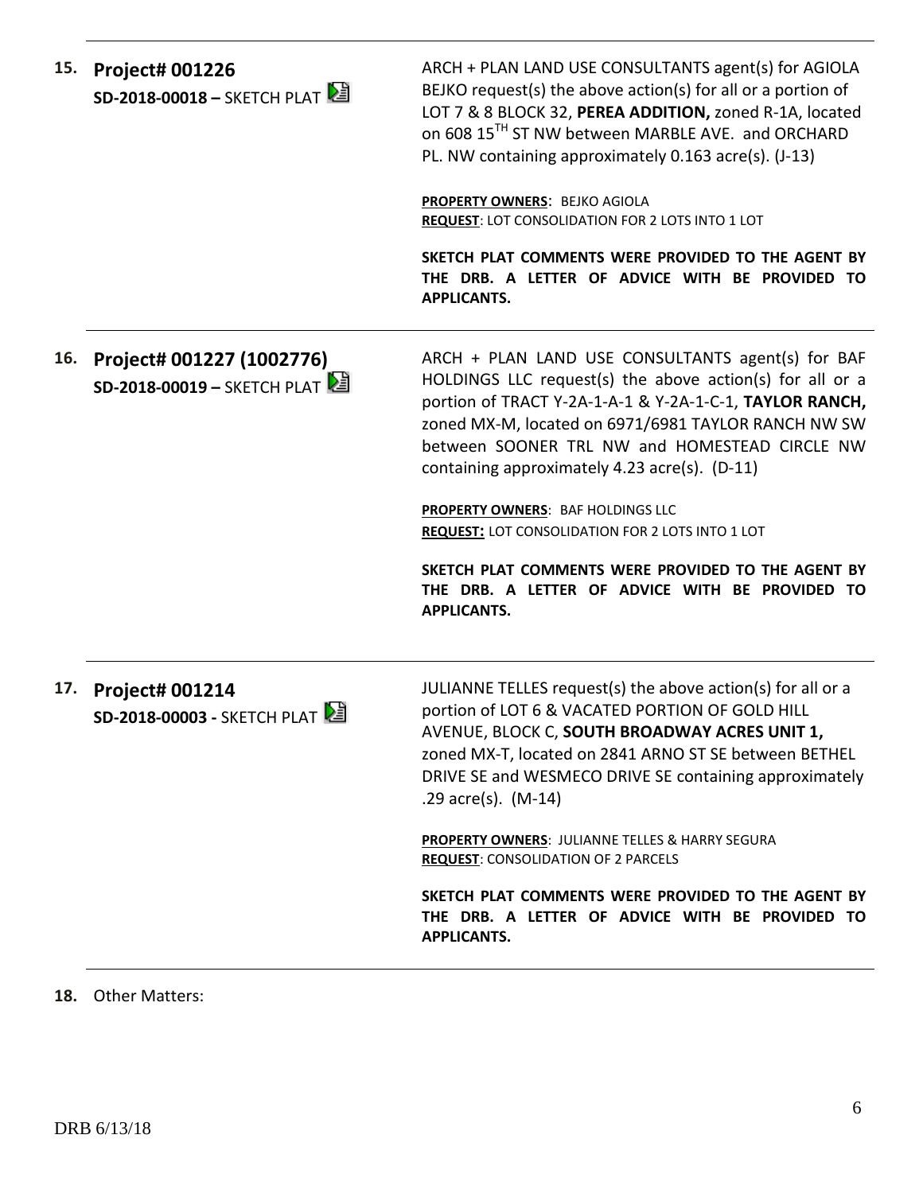**15. Project# 001226**
**SD-2018-00018 –** SKETCH PLAT

ARCH + PLAN LAND USE CONSULTANTS agent(s) for AGIOLA BEJKO request(s) the above action(s) for all or a portion of LOT 7 & 8 BLOCK 32, **PEREA ADDITION,** zoned R-1A, located on 608 15$^{TH}$ ST NW between MARBLE AVE. and ORCHARD PL. NW containing approximately 0.163 acre(s). (J-13)

**PROPERTY OWNERS**: BEJKO AGIOLA
**REQUEST**: LOT CONSOLIDATION FOR 2 LOTS INTO 1 LOT

**SKETCH PLAT COMMENTS WERE PROVIDED TO THE AGENT BY THE DRB. A LETTER OF ADVICE WITH BE PROVIDED TO APPLICANTS.**

---

**16. Project# 001227 (1002776)**
**SD-2018-00019 –** SKETCH PLAT

ARCH + PLAN LAND USE CONSULTANTS agent(s) for BAF HOLDINGS LLC request(s) the above action(s) for all or a portion of TRACT Y-2A-1-A-1 & Y-2A-1-C-1, **TAYLOR RANCH,** zoned MX-M, located on 6971/6981 TAYLOR RANCH NW SW between SOONER TRL NW and HOMESTEAD CIRCLE NW containing approximately 4.23 acre(s). (D-11)

**PROPERTY OWNERS**: BAF HOLDINGS LLC
**REQUEST:** LOT CONSOLIDATION FOR 2 LOTS INTO 1 LOT

**SKETCH PLAT COMMENTS WERE PROVIDED TO THE AGENT BY THE DRB. A LETTER OF ADVICE WITH BE PROVIDED TO APPLICANTS.**

---

**17. Project# 001214**
**SD-2018-00003 -** SKETCH PLAT

JULIANNE TELLES request(s) the above action(s) for all or a portion of LOT 6 & VACATED PORTION OF GOLD HILL AVENUE, BLOCK C, **SOUTH BROADWAY ACRES UNIT 1,** zoned MX-T, located on 2841 ARNO ST SE between BETHEL DRIVE SE and WESMECO DRIVE SE containing approximately .29 acre(s). (M-14)

**PROPERTY OWNERS**: JULIANNE TELLES & HARRY SEGURA
**REQUEST**: CONSOLIDATION OF 2 PARCELS

**SKETCH PLAT COMMENTS WERE PROVIDED TO THE AGENT BY THE DRB. A LETTER OF ADVICE WITH BE PROVIDED TO APPLICANTS.**

---

**18.** Other Matters: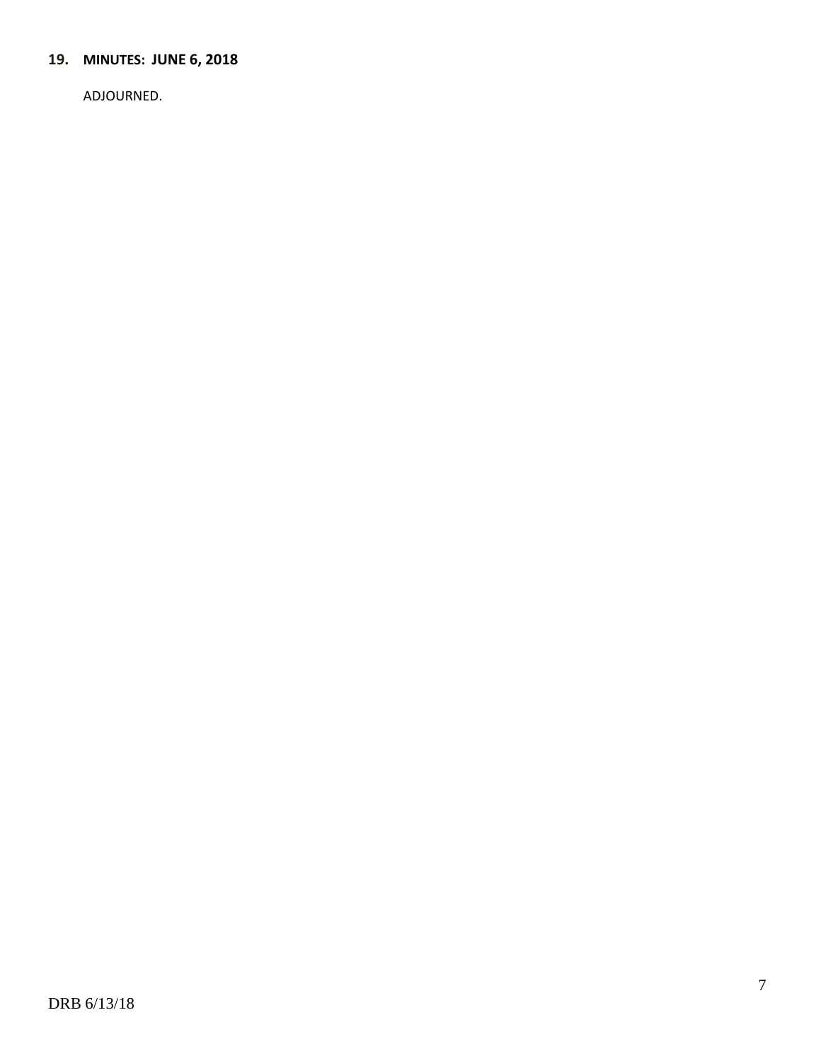**19. MINUTES: JUNE 6, 2018**

ADJOURNED.